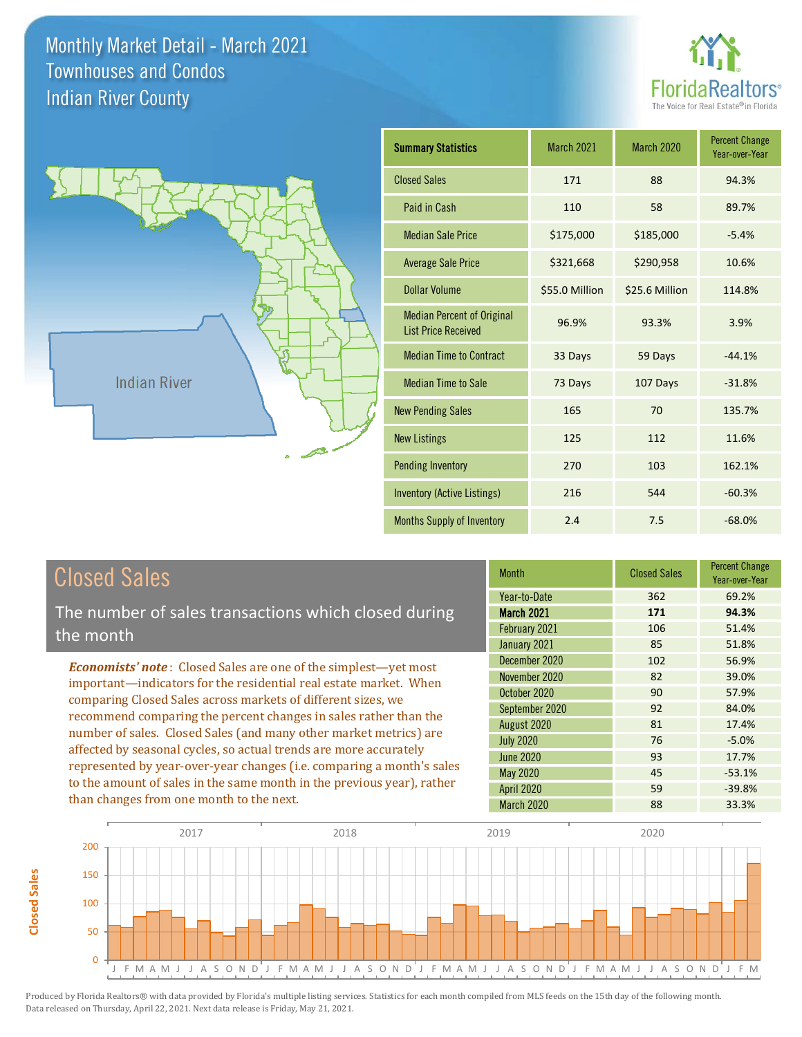# Monthly Market Detail - March 2021
## Townhouses and Condos
## Indian River County

FloridaRealtors®
The Voice for Real Estate® in Florida

| Summary Statistics | March 2021 | March 2020 | Percent Change Year-over-Year |
|---|---|---|---|
| Closed Sales | 171 | 88 | 94.3% |
| Paid in Cash | 110 | 58 | 89.7% |
| Median Sale Price | $175,000 | $185,000 | -5.4% |
| Average Sale Price | $321,668 | $290,958 | 10.6% |
| Dollar Volume | $55.0 Million | $25.6 Million | 114.8% |
| Median Percent of Original List Price Received | 96.9% | 93.3% | 3.9% |
| Median Time to Contract | 33 Days | 59 Days | -44.1% |
| Median Time to Sale | 73 Days | 107 Days | -31.8% |
| New Pending Sales | 165 | 70 | 135.7% |
| New Listings | 125 | 112 | 11.6% |
| Pending Inventory | 270 | 103 | 162.1% |
| Inventory (Active Listings) | 216 | 544 | -60.3% |
| Months Supply of Inventory | 2.4 | 7.5 | -68.0% |

## Closed Sales

The number of sales transactions which closed during the month

***Economists' note***: Closed Sales are one of the simplest—yet most important—indicators for the residential real estate market. When comparing Closed Sales across markets of different sizes, we recommend comparing the percent changes in sales rather than the number of sales. Closed Sales (and many other market metrics) are affected by seasonal cycles, so actual trends are more accurately represented by year-over-year changes (i.e. comparing a month's sales to the amount of sales in the same month in the previous year), rather than changes from one month to the next.

| Month | Closed Sales | Percent Change Year-over-Year |
|---|---|---|
| Year-to-Date | 362 | 69.2% |
| **March 2021** | **171** | **94.3%** |
| February 2021 | 106 | 51.4% |
| January 2021 | 85 | 51.8% |
| December 2020 | 102 | 56.9% |
| November 2020 | 82 | 39.0% |
| October 2020 | 90 | 57.9% |
| September 2020 | 92 | 84.0% |
| August 2020 | 81 | 17.4% |
| July 2020 | 76 | -5.0% |
| June 2020 | 93 | 17.7% |
| May 2020 | 45 | -53.1% |
| April 2020 | 59 | -39.8% |
| March 2020 | 88 | 33.3% |

Produced by Florida Realtors® with data provided by Florida's multiple listing services. Statistics for each month compiled from MLS feeds on the 15th day of the following month. Data released on Thursday, April 22, 2021. Next data release is Friday, May 21, 2021.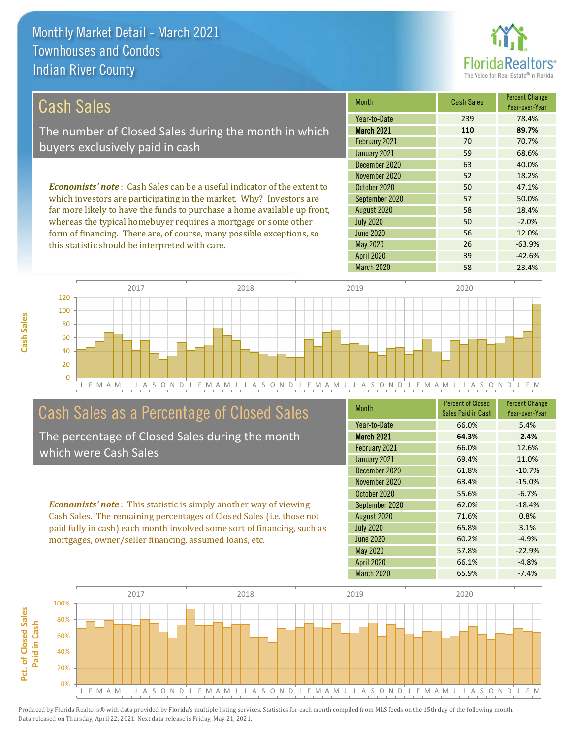# Monthly Market Detail - March 2021
## Townhouses and Condos
## Indian River County

## Cash Sales

The number of Closed Sales during the month in which buyers exclusively paid in cash

| Month | Cash Sales | Percent Change Year-over-Year |
|---|---|---|
| Year-to-Date | 239 | 78.4% |
| **March 2021** | **110** | **89.7%** |
| February 2021 | 70 | 70.7% |
| January 2021 | 59 | 68.6% |
| December 2020 | 63 | 40.0% |
| November 2020 | 52 | 18.2% |
| October 2020 | 50 | 47.1% |
| September 2020 | 57 | 50.0% |
| August 2020 | 58 | 18.4% |
| July 2020 | 50 | -2.0% |
| June 2020 | 56 | 12.0% |
| May 2020 | 26 | -63.9% |
| April 2020 | 39 | -42.6% |
| March 2020 | 58 | 23.4% |

*Economists' note*: Cash Sales can be a useful indicator of the extent to which investors are participating in the market. Why? Investors are far more likely to have the funds to purchase a home available up front, whereas the typical homebuyer requires a mortgage or some other form of financing. There are, of course, many possible exceptions, so this statistic should be interpreted with care.

## Cash Sales as a Percentage of Closed Sales

The percentage of Closed Sales during the month which were Cash Sales

| Month | Percent of Closed Sales Paid in Cash | Percent Change Year-over-Year |
|---|---|---|
| Year-to-Date | 66.0% | 5.4% |
| **March 2021** | **64.3%** | **-2.4%** |
| February 2021 | 66.0% | 12.6% |
| January 2021 | 69.4% | 11.0% |
| December 2020 | 61.8% | -10.7% |
| November 2020 | 63.4% | -15.0% |
| October 2020 | 55.6% | -6.7% |
| September 2020 | 62.0% | -18.4% |
| August 2020 | 71.6% | 0.8% |
| July 2020 | 65.8% | 3.1% |
| June 2020 | 60.2% | -4.9% |
| May 2020 | 57.8% | -22.9% |
| April 2020 | 66.1% | -4.8% |
| March 2020 | 65.9% | -7.4% |

*Economists' note*: This statistic is simply another way of viewing Cash Sales. The remaining percentages of Closed Sales (i.e. those not paid fully in cash) each month involved some sort of financing, such as mortgages, owner/seller financing, assumed loans, etc.

Produced by Florida Realtors® with data provided by Florida's multiple listing services. Statistics for each month compiled from MLS feeds on the 15th day of the following month. Data released on Thursday, April 22, 2021. Next data release is Friday, May 21, 2021.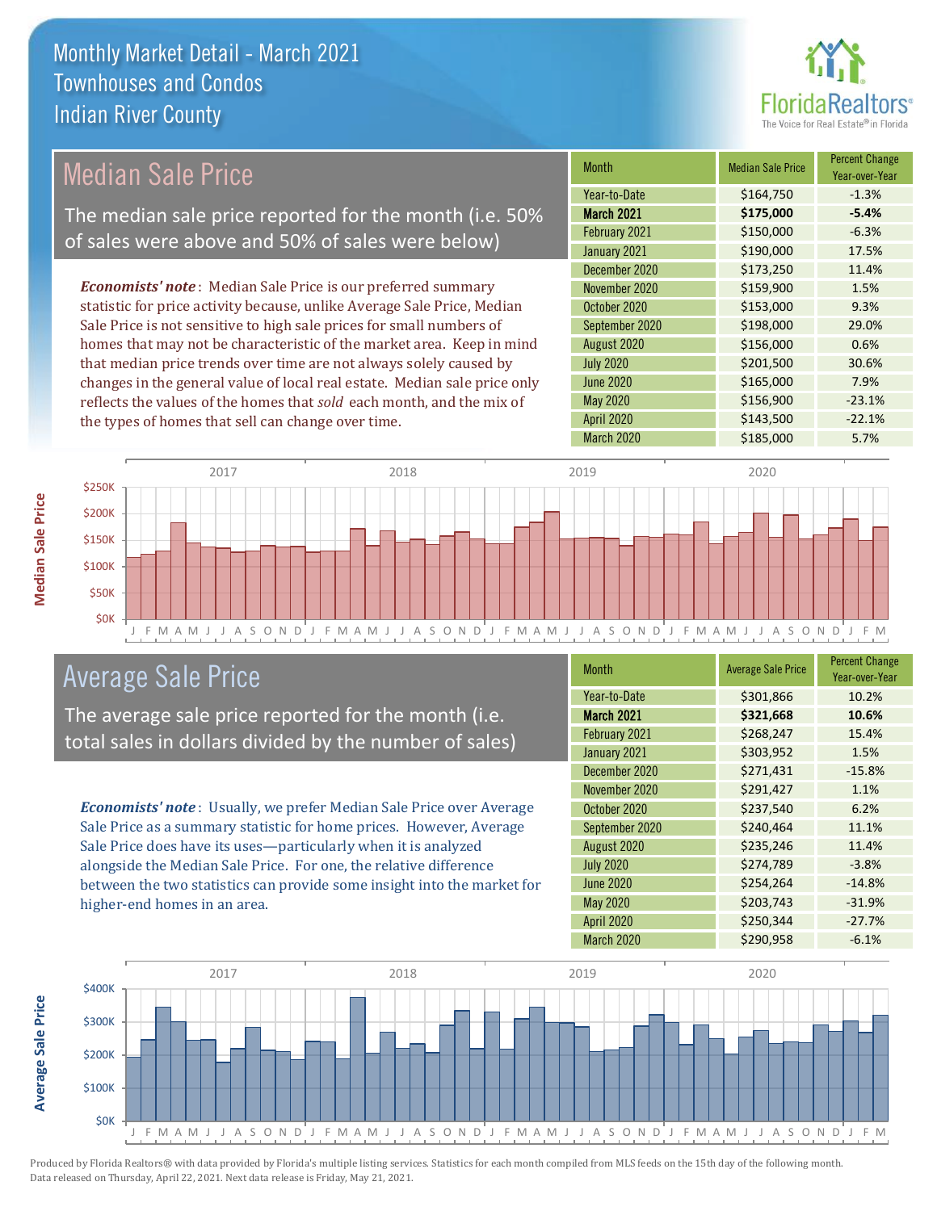# Monthly Market Detail - March 2021
## Townhouses and Condos
## Indian River County

## Median Sale Price

The median sale price reported for the month (i.e. 50% of sales were above and 50% of sales were below)

*Economists' note*: Median Sale Price is our preferred summary statistic for price activity because, unlike Average Sale Price, Median Sale Price is not sensitive to high sale prices for small numbers of homes that may not be characteristic of the market area. Keep in mind that median price trends over time are not always solely caused by changes in the general value of local real estate. Median sale price only reflects the values of the homes that *sold* each month, and the mix of the types of homes that sell can change over time.

| Month | Median Sale Price | Percent Change Year-over-Year |
|---|---|---|
| Year-to-Date | $164,750 | -1.3% |
| **March 2021** | **$175,000** | **-5.4%** |
| February 2021 | $150,000 | -6.3% |
| January 2021 | $190,000 | 17.5% |
| December 2020 | $173,250 | 11.4% |
| November 2020 | $159,900 | 1.5% |
| October 2020 | $153,000 | 9.3% |
| September 2020 | $198,000 | 29.0% |
| August 2020 | $156,000 | 0.6% |
| July 2020 | $201,500 | 30.6% |
| June 2020 | $165,000 | 7.9% |
| May 2020 | $156,900 | -23.1% |
| April 2020 | $143,500 | -22.1% |
| March 2020 | $185,000 | 5.7% |

## Average Sale Price

The average sale price reported for the month (i.e. total sales in dollars divided by the number of sales)

*Economists' note*: Usually, we prefer Median Sale Price over Average Sale Price as a summary statistic for home prices. However, Average Sale Price does have its uses—particularly when it is analyzed alongside the Median Sale Price. For one, the relative difference between the two statistics can provide some insight into the market for higher-end homes in an area.

| Month | Average Sale Price | Percent Change Year-over-Year |
|---|---|---|
| Year-to-Date | $301,866 | 10.2% |
| **March 2021** | **$321,668** | **10.6%** |
| February 2021 | $268,247 | 15.4% |
| January 2021 | $303,952 | 1.5% |
| December 2020 | $271,431 | -15.8% |
| November 2020 | $291,427 | 1.1% |
| October 2020 | $237,540 | 6.2% |
| September 2020 | $240,464 | 11.1% |
| August 2020 | $235,246 | 11.4% |
| July 2020 | $274,789 | -3.8% |
| June 2020 | $254,264 | -14.8% |
| May 2020 | $203,743 | -31.9% |
| April 2020 | $250,344 | -27.7% |
| March 2020 | $290,958 | -6.1% |

Produced by Florida Realtors® with data provided by Florida's multiple listing services. Statistics for each month compiled from MLS feeds on the 15th day of the following month. Data released on Thursday, April 22, 2021. Next data release is Friday, May 21, 2021.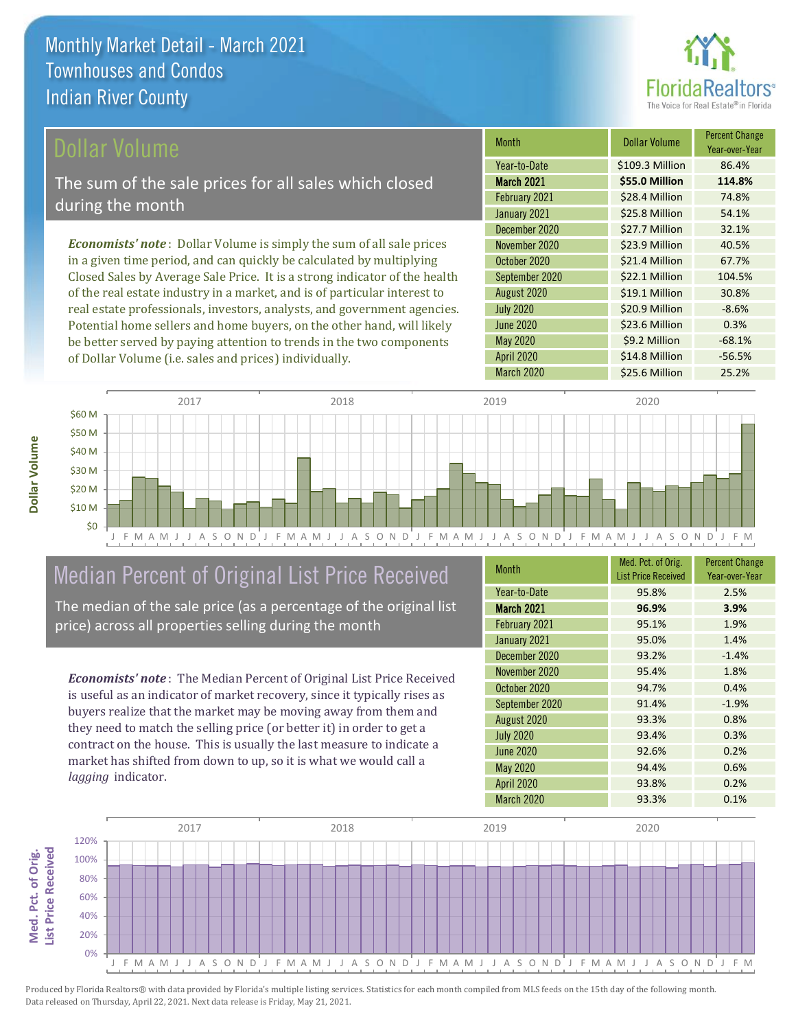# Monthly Market Detail - March 2021
## Townhouses and Condos
## Indian River County

## Dollar Volume

The sum of the sale prices for all sales which closed during the month

*Economists' note*: Dollar Volume is simply the sum of all sale prices in a given time period, and can quickly be calculated by multiplying Closed Sales by Average Sale Price. It is a strong indicator of the health of the real estate industry in a market, and is of particular interest to real estate professionals, investors, analysts, and government agencies. Potential home sellers and home buyers, on the other hand, will likely be better served by paying attention to trends in the two components of Dollar Volume (i.e. sales and prices) individually.

| Month | Dollar Volume | Percent Change Year-over-Year |
|---|---|---|
| Year-to-Date | $109.3 Million | 86.4% |
| **March 2021** | **$55.0 Million** | **114.8%** |
| February 2021 | $28.4 Million | 74.8% |
| January 2021 | $25.8 Million | 54.1% |
| December 2020 | $27.7 Million | 32.1% |
| November 2020 | $23.9 Million | 40.5% |
| October 2020 | $21.4 Million | 67.7% |
| September 2020 | $22.1 Million | 104.5% |
| August 2020 | $19.1 Million | 30.8% |
| July 2020 | $20.9 Million | -8.6% |
| June 2020 | $23.6 Million | 0.3% |
| May 2020 | $9.2 Million | -68.1% |
| April 2020 | $14.8 Million | -56.5% |
| March 2020 | $25.6 Million | 25.2% |

## Median Percent of Original List Price Received

The median of the sale price (as a percentage of the original list price) across all properties selling during the month

*Economists' note*: The Median Percent of Original List Price Received is useful as an indicator of market recovery, since it typically rises as buyers realize that the market may be moving away from them and they need to match the selling price (or better it) in order to get a contract on the house. This is usually the last measure to indicate a market has shifted from down to up, so it is what we would call a *lagging* indicator.

| Month | Med. Pct. of Orig. List Price Received | Percent Change Year-over-Year |
|---|---|---|
| Year-to-Date | 95.8% | 2.5% |
| **March 2021** | **96.9%** | **3.9%** |
| February 2021 | 95.1% | 1.9% |
| January 2021 | 95.0% | 1.4% |
| December 2020 | 93.2% | -1.4% |
| November 2020 | 95.4% | 1.8% |
| October 2020 | 94.7% | 0.4% |
| September 2020 | 91.4% | -1.9% |
| August 2020 | 93.3% | 0.8% |
| July 2020 | 93.4% | 0.3% |
| June 2020 | 92.6% | 0.2% |
| May 2020 | 94.4% | 0.6% |
| April 2020 | 93.8% | 0.2% |
| March 2020 | 93.3% | 0.1% |

Produced by Florida Realtors® with data provided by Florida's multiple listing services. Statistics for each month compiled from MLS feeds on the 15th day of the following month. Data released on Thursday, April 22, 2021. Next data release is Friday, May 21, 2021.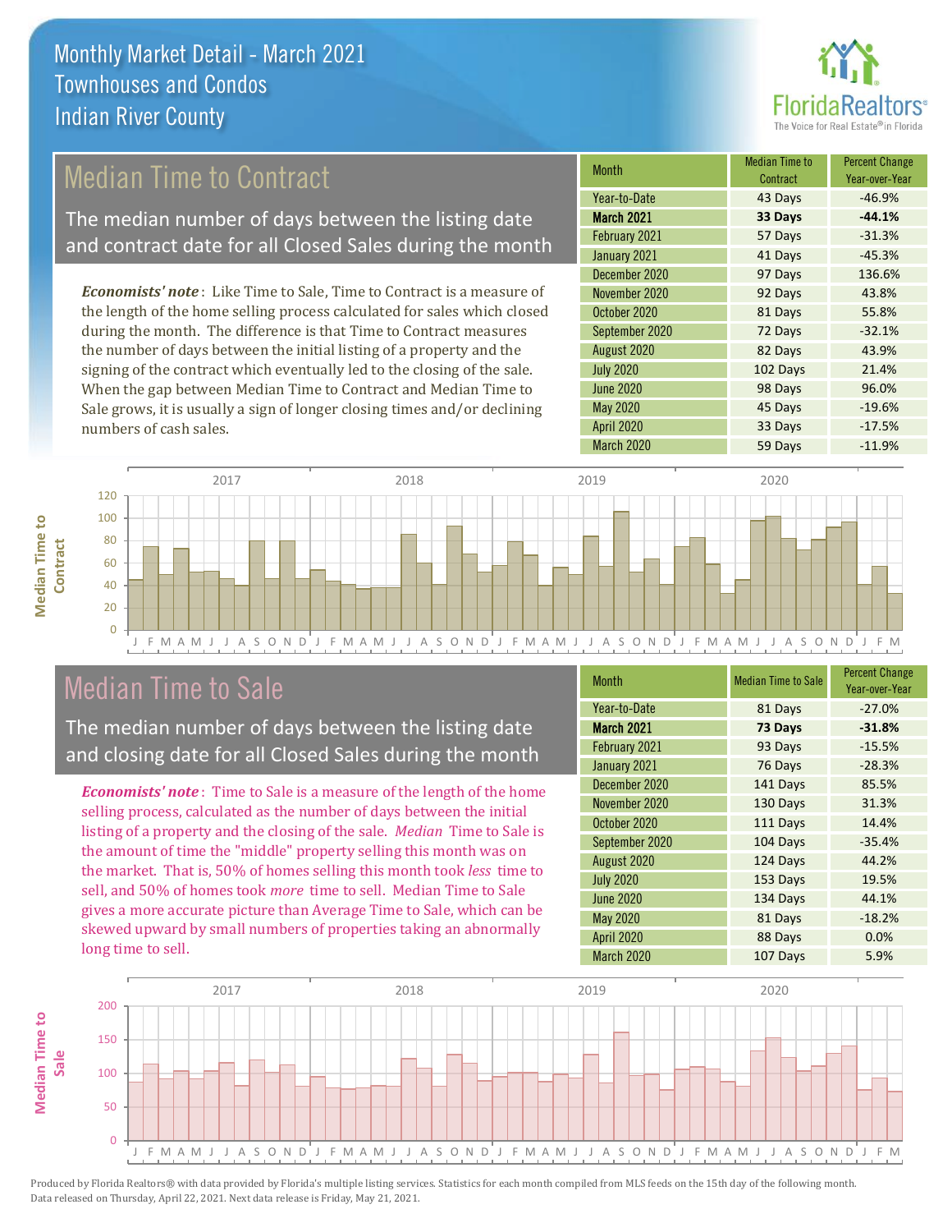# Monthly Market Detail - March 2021
## Townhouses and Condos
## Indian River County

## Median Time to Contract

The median number of days between the listing date and contract date for all Closed Sales during the month

*Economists' note*: Like Time to Sale, Time to Contract is a measure of the length of the home selling process calculated for sales which closed during the month. The difference is that Time to Contract measures the number of days between the initial listing of a property and the signing of the contract which eventually led to the closing of the sale. When the gap between Median Time to Contract and Median Time to Sale grows, it is usually a sign of longer closing times and/or declining numbers of cash sales.

| Month | Median Time to Contract | Percent Change Year-over-Year |
|---|---|---|
| Year-to-Date | 43 Days | -46.9% |
| **March 2021** | **33 Days** | **-44.1%** |
| February 2021 | 57 Days | -31.3% |
| January 2021 | 41 Days | -45.3% |
| December 2020 | 97 Days | 136.6% |
| November 2020 | 92 Days | 43.8% |
| October 2020 | 81 Days | 55.8% |
| September 2020 | 72 Days | -32.1% |
| August 2020 | 82 Days | 43.9% |
| July 2020 | 102 Days | 21.4% |
| June 2020 | 98 Days | 96.0% |
| May 2020 | 45 Days | -19.6% |
| April 2020 | 33 Days | -17.5% |
| March 2020 | 59 Days | -11.9% |

## Median Time to Sale

The median number of days between the listing date and closing date for all Closed Sales during the month

*Economists' note*: Time to Sale is a measure of the length of the home selling process, calculated as the number of days between the initial listing of a property and the closing of the sale. *Median* Time to Sale is the amount of time the "middle" property selling this month was on the market. That is, 50% of homes selling this month took *less* time to sell, and 50% of homes took *more* time to sell. Median Time to Sale gives a more accurate picture than Average Time to Sale, which can be skewed upward by small numbers of properties taking an abnormally long time to sell.

| Month | Median Time to Sale | Percent Change Year-over-Year |
|---|---|---|
| Year-to-Date | 81 Days | -27.0% |
| **March 2021** | **73 Days** | **-31.8%** |
| February 2021 | 93 Days | -15.5% |
| January 2021 | 76 Days | -28.3% |
| December 2020 | 141 Days | 85.5% |
| November 2020 | 130 Days | 31.3% |
| October 2020 | 111 Days | 14.4% |
| September 2020 | 104 Days | -35.4% |
| August 2020 | 124 Days | 44.2% |
| July 2020 | 153 Days | 19.5% |
| June 2020 | 134 Days | 44.1% |
| May 2020 | 81 Days | -18.2% |
| April 2020 | 88 Days | 0.0% |
| March 2020 | 107 Days | 5.9% |

Produced by Florida Realtors® with data provided by Florida's multiple listing services. Statistics for each month compiled from MLS feeds on the 15th day of the following month. Data released on Thursday, April 22, 2021. Next data release is Friday, May 21, 2021.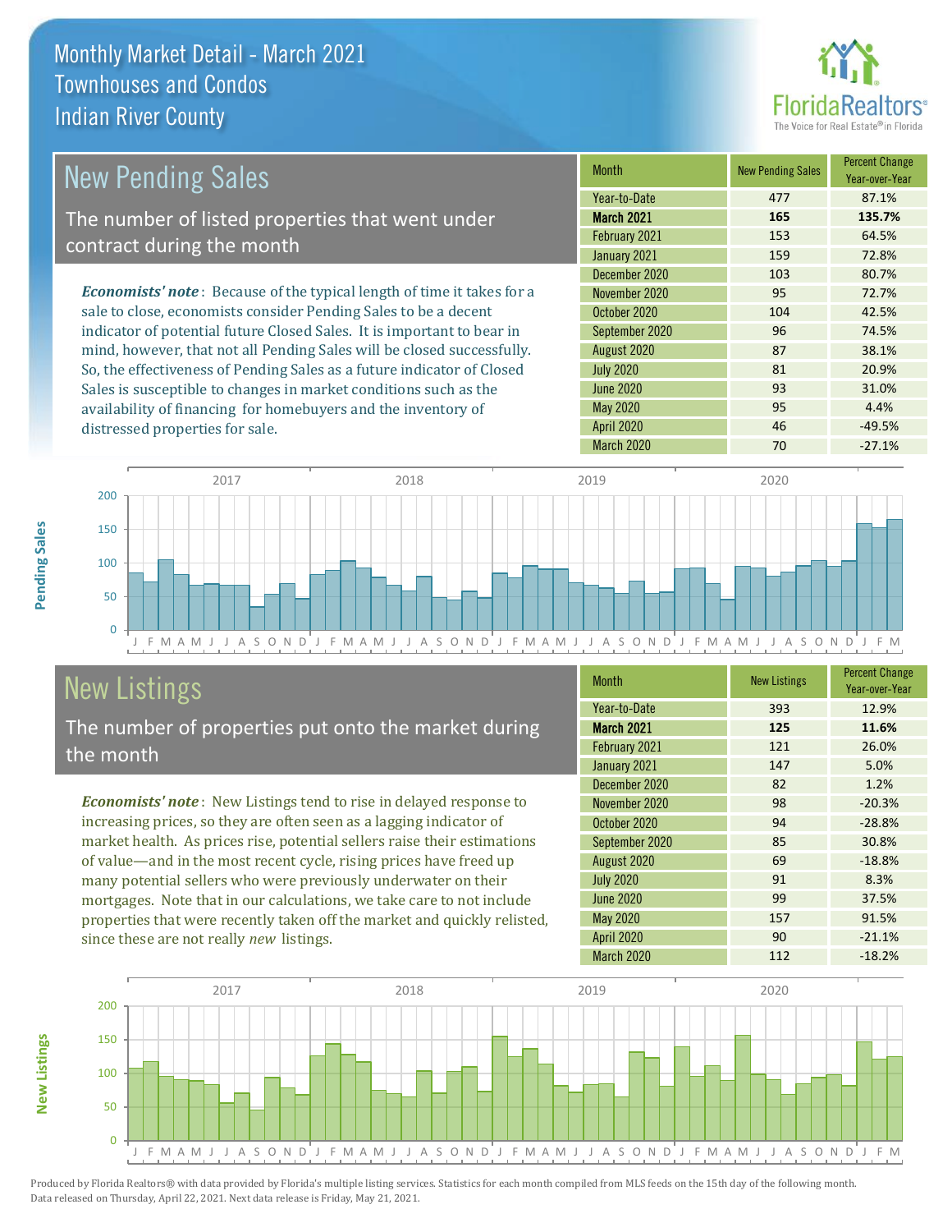# Monthly Market Detail - March 2021
## Townhouses and Condos
## Indian River County

## New Pending Sales

The number of listed properties that went under contract during the month

*Economists' note*: Because of the typical length of time it takes for a sale to close, economists consider Pending Sales to be a decent indicator of potential future Closed Sales. It is important to bear in mind, however, that not all Pending Sales will be closed successfully. So, the effectiveness of Pending Sales as a future indicator of Closed Sales is susceptible to changes in market conditions such as the availability of financing for homebuyers and the inventory of distressed properties for sale.

| Month | New Pending Sales | Percent Change Year-over-Year |
|---|---|---|
| Year-to-Date | 477 | 87.1% |
| **March 2021** | **165** | **135.7%** |
| February 2021 | 153 | 64.5% |
| January 2021 | 159 | 72.8% |
| December 2020 | 103 | 80.7% |
| November 2020 | 95 | 72.7% |
| October 2020 | 104 | 42.5% |
| September 2020 | 96 | 74.5% |
| August 2020 | 87 | 38.1% |
| July 2020 | 81 | 20.9% |
| June 2020 | 93 | 31.0% |
| May 2020 | 95 | 4.4% |
| April 2020 | 46 | -49.5% |
| March 2020 | 70 | -27.1% |

## New Listings

The number of properties put onto the market during the month

*Economists' note*: New Listings tend to rise in delayed response to increasing prices, so they are often seen as a lagging indicator of market health. As prices rise, potential sellers raise their estimations of value—and in the most recent cycle, rising prices have freed up many potential sellers who were previously underwater on their mortgages. Note that in our calculations, we take care to not include properties that were recently taken off the market and quickly relisted, since these are not really *new* listings.

| Month | New Listings | Percent Change Year-over-Year |
|---|---|---|
| Year-to-Date | 393 | 12.9% |
| **March 2021** | **125** | **11.6%** |
| February 2021 | 121 | 26.0% |
| January 2021 | 147 | 5.0% |
| December 2020 | 82 | 1.2% |
| November 2020 | 98 | -20.3% |
| October 2020 | 94 | -28.8% |
| September 2020 | 85 | 30.8% |
| August 2020 | 69 | -18.8% |
| July 2020 | 91 | 8.3% |
| June 2020 | 99 | 37.5% |
| May 2020 | 157 | 91.5% |
| April 2020 | 90 | -21.1% |
| March 2020 | 112 | -18.2% |

Produced by Florida Realtors® with data provided by Florida's multiple listing services. Statistics for each month compiled from MLS feeds on the 15th day of the following month. Data released on Thursday, April 22, 2021. Next data release is Friday, May 21, 2021.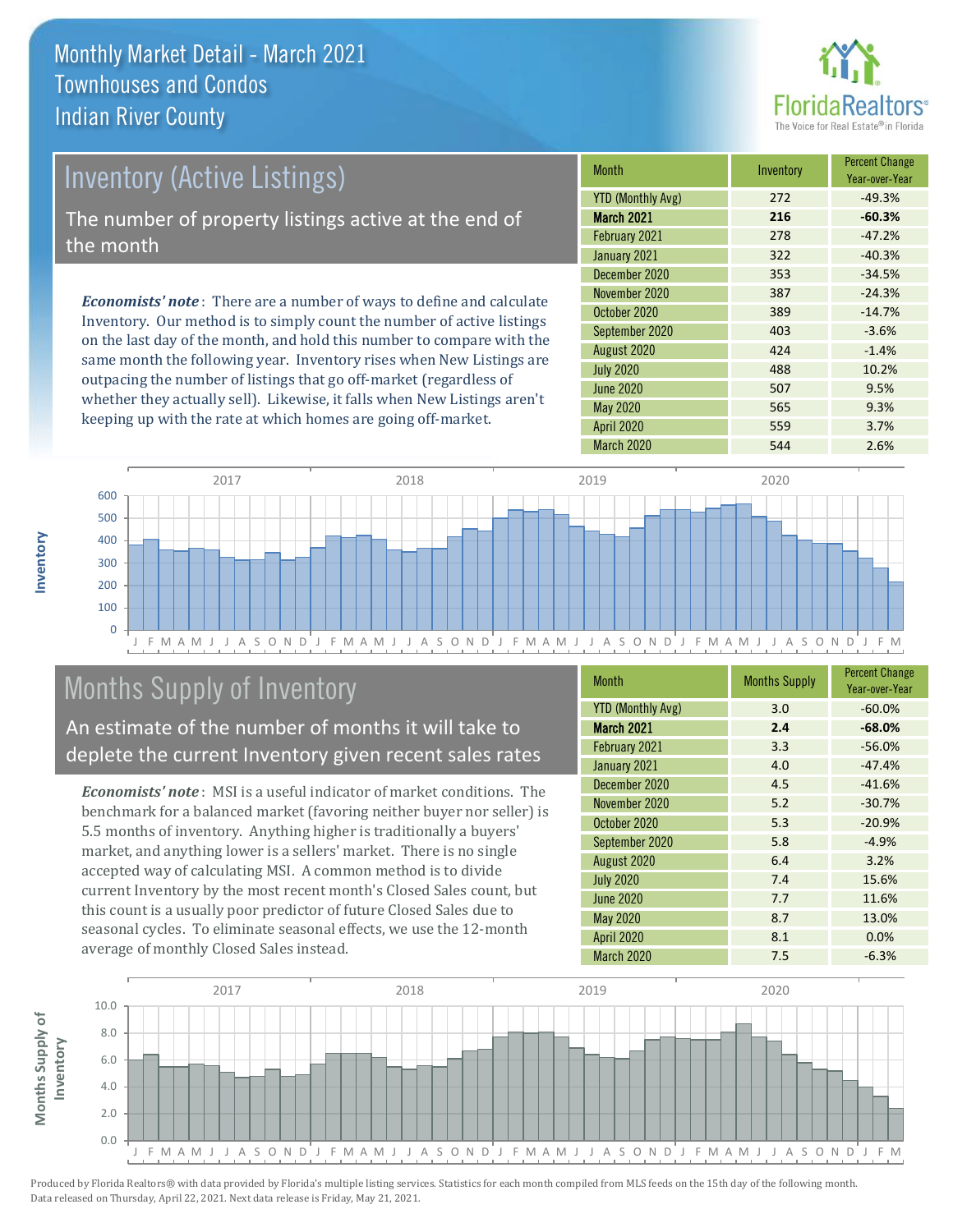# Monthly Market Detail - March 2021
## Townhouses and Condos
## Indian River County

## Inventory (Active Listings)

The number of property listings active at the end of the month

***Economists' note***: There are a number of ways to define and calculate Inventory. Our method is to simply count the number of active listings on the last day of the month, and hold this number to compare with the same month the following year. Inventory rises when New Listings are outpacing the number of listings that go off-market (regardless of whether they actually sell). Likewise, it falls when New Listings aren't keeping up with the rate at which homes are going off-market.

| Month | Inventory | Percent Change Year-over-Year |
|---|---|---|
| YTD (Monthly Avg) | 272 | -49.3% |
| **March 2021** | **216** | **-60.3%** |
| February 2021 | 278 | -47.2% |
| January 2021 | 322 | -40.3% |
| December 2020 | 353 | -34.5% |
| November 2020 | 387 | -24.3% |
| October 2020 | 389 | -14.7% |
| September 2020 | 403 | -3.6% |
| August 2020 | 424 | -1.4% |
| July 2020 | 488 | 10.2% |
| June 2020 | 507 | 9.5% |
| May 2020 | 565 | 9.3% |
| April 2020 | 559 | 3.7% |
| March 2020 | 544 | 2.6% |

## Months Supply of Inventory

An estimate of the number of months it will take to deplete the current Inventory given recent sales rates

***Economists' note***: MSI is a useful indicator of market conditions. The benchmark for a balanced market (favoring neither buyer nor seller) is 5.5 months of inventory. Anything higher is traditionally a buyers' market, and anything lower is a sellers' market. There is no single accepted way of calculating MSI. A common method is to divide current Inventory by the most recent month's Closed Sales count, but this count is a usually poor predictor of future Closed Sales due to seasonal cycles. To eliminate seasonal effects, we use the 12-month average of monthly Closed Sales instead.

| Month | Months Supply | Percent Change Year-over-Year |
|---|---|---|
| YTD (Monthly Avg) | 3.0 | -60.0% |
| **March 2021** | **2.4** | **-68.0%** |
| February 2021 | 3.3 | -56.0% |
| January 2021 | 4.0 | -47.4% |
| December 2020 | 4.5 | -41.6% |
| November 2020 | 5.2 | -30.7% |
| October 2020 | 5.3 | -20.9% |
| September 2020 | 5.8 | -4.9% |
| August 2020 | 6.4 | 3.2% |
| July 2020 | 7.4 | 15.6% |
| June 2020 | 7.7 | 11.6% |
| May 2020 | 8.7 | 13.0% |
| April 2020 | 8.1 | 0.0% |
| March 2020 | 7.5 | -6.3% |

Produced by Florida Realtors® with data provided by Florida's multiple listing services. Statistics for each month compiled from MLS feeds on the 15th day of the following month. Data released on Thursday, April 22, 2021. Next data release is Friday, May 21, 2021.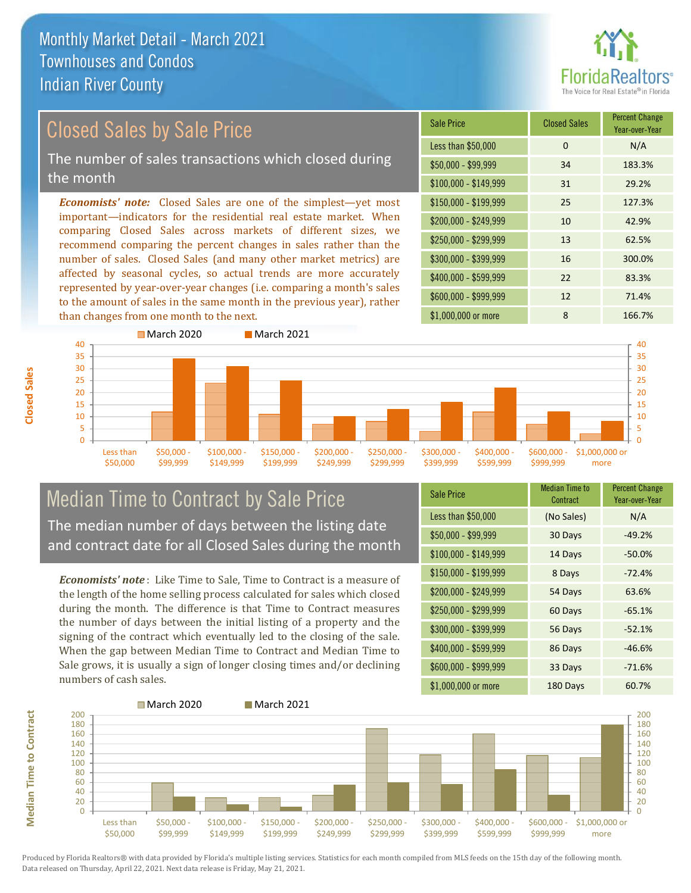# Monthly Market Detail - March 2021
## Townhouses and Condos
## Indian River County

## Closed Sales by Sale Price

The number of sales transactions which closed during the month

*Economists' note:* Closed Sales are one of the simplest—yet most important—indicators for the residential real estate market. When comparing Closed Sales across markets of different sizes, we recommend comparing the percent changes in sales rather than the number of sales. Closed Sales (and many other market metrics) are affected by seasonal cycles, so actual trends are more accurately represented by year-over-year changes (i.e. comparing a month's sales to the amount of sales in the same month in the previous year), rather than changes from one month to the next.

| Sale Price | Closed Sales | Percent Change Year-over-Year |
|---|---|---|
| Less than $50,000 | 0 | N/A |
| $50,000 - $99,999 | 34 | 183.3% |
| $100,000 - $149,999 | 31 | 29.2% |
| $150,000 - $199,999 | 25 | 127.3% |
| $200,000 - $249,999 | 10 | 42.9% |
| $250,000 - $299,999 | 13 | 62.5% |
| $300,000 - $399,999 | 16 | 300.0% |
| $400,000 - $599,999 | 22 | 83.3% |
| $600,000 - $999,999 | 12 | 71.4% |
| $1,000,000 or more | 8 | 166.7% |

## Median Time to Contract by Sale Price

The median number of days between the listing date and contract date for all Closed Sales during the month

*Economists' note*: Like Time to Sale, Time to Contract is a measure of the length of the home selling process calculated for sales which closed during the month. The difference is that Time to Contract measures the number of days between the initial listing of a property and the signing of the contract which eventually led to the closing of the sale. When the gap between Median Time to Contract and Median Time to Sale grows, it is usually a sign of longer closing times and/or declining numbers of cash sales.

| Sale Price | Median Time to Contract | Percent Change Year-over-Year |
|---|---|---|
| Less than $50,000 | (No Sales) | N/A |
| $50,000 - $99,999 | 30 Days | -49.2% |
| $100,000 - $149,999 | 14 Days | -50.0% |
| $150,000 - $199,999 | 8 Days | -72.4% |
| $200,000 - $249,999 | 54 Days | 63.6% |
| $250,000 - $299,999 | 60 Days | -65.1% |
| $300,000 - $399,999 | 56 Days | -52.1% |
| $400,000 - $599,999 | 86 Days | -46.6% |
| $600,000 - $999,999 | 33 Days | -71.6% |
| $1,000,000 or more | 180 Days | 60.7% |

Produced by Florida Realtors® with data provided by Florida's multiple listing services. Statistics for each month compiled from MLS feeds on the 15th day of the following month. Data released on Thursday, April 22, 2021. Next data release is Friday, May 21, 2021.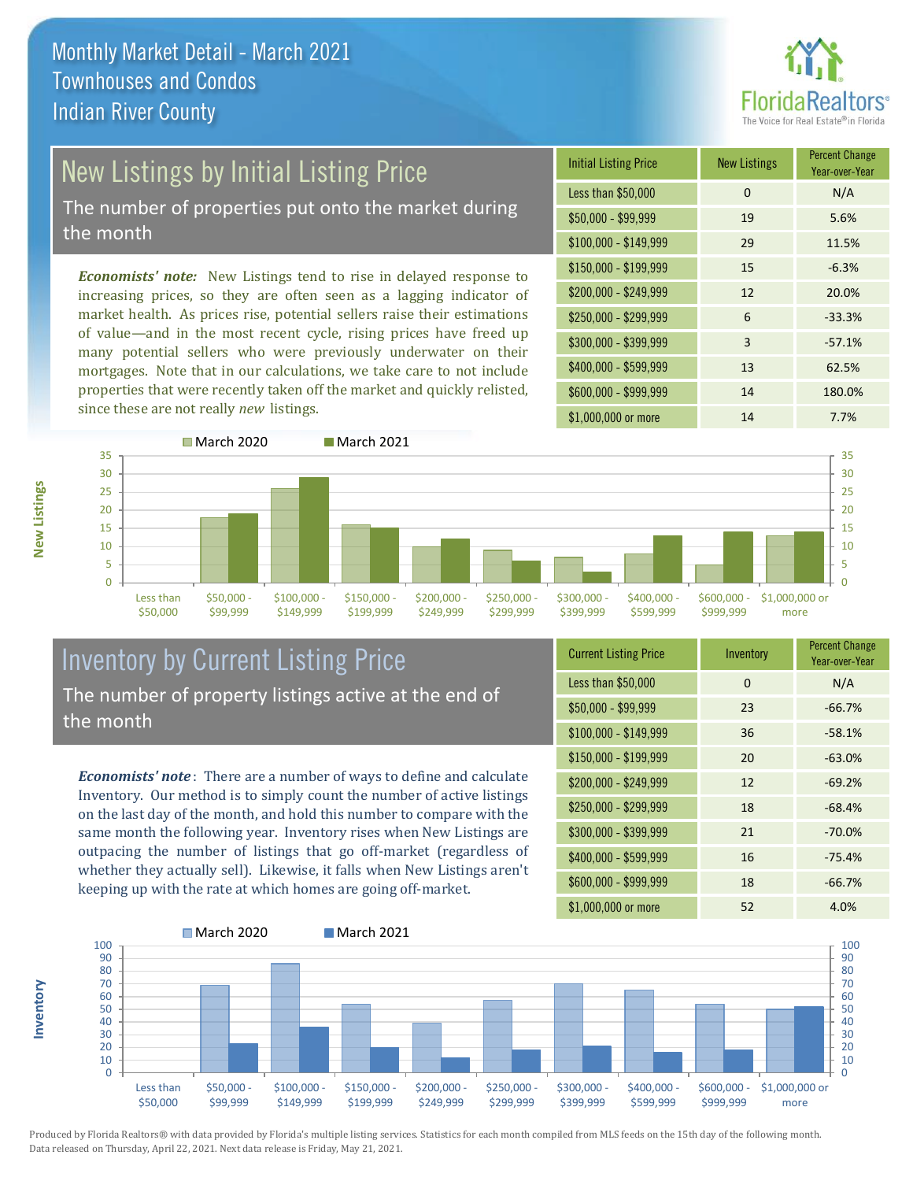Monthly Market Detail - March 2021
Townhouses and Condos
Indian River County

## New Listings by Initial Listing Price

The number of properties put onto the market during the month

*Economists' note:* New Listings tend to rise in delayed response to increasing prices, so they are often seen as a lagging indicator of market health. As prices rise, potential sellers raise their estimations of value—and in the most recent cycle, rising prices have freed up many potential sellers who were previously underwater on their mortgages. Note that in our calculations, we take care to not include properties that were recently taken off the market and quickly relisted, since these are not really *new* listings.

| Initial Listing Price | New Listings | Percent Change Year-over-Year |
|---|---|---|
| Less than $50,000 | 0 | N/A |
| $50,000 - $99,999 | 19 | 5.6% |
| $100,000 - $149,999 | 29 | 11.5% |
| $150,000 - $199,999 | 15 | -6.3% |
| $200,000 - $249,999 | 12 | 20.0% |
| $250,000 - $299,999 | 6 | -33.3% |
| $300,000 - $399,999 | 3 | -57.1% |
| $400,000 - $599,999 | 13 | 62.5% |
| $600,000 - $999,999 | 14 | 180.0% |
| $1,000,000 or more | 14 | 7.7% |

## Inventory by Current Listing Price

The number of property listings active at the end of the month

*Economists' note*: There are a number of ways to define and calculate Inventory. Our method is to simply count the number of active listings on the last day of the month, and hold this number to compare with the same month the following year. Inventory rises when New Listings are outpacing the number of listings that go off-market (regardless of whether they actually sell). Likewise, it falls when New Listings aren't keeping up with the rate at which homes are going off-market.

| Current Listing Price | Inventory | Percent Change Year-over-Year |
|---|---|---|
| Less than $50,000 | 0 | N/A |
| $50,000 - $99,999 | 23 | -66.7% |
| $100,000 - $149,999 | 36 | -58.1% |
| $150,000 - $199,999 | 20 | -63.0% |
| $200,000 - $249,999 | 12 | -69.2% |
| $250,000 - $299,999 | 18 | -68.4% |
| $300,000 - $399,999 | 21 | -70.0% |
| $400,000 - $599,999 | 16 | -75.4% |
| $600,000 - $999,999 | 18 | -66.7% |
| $1,000,000 or more | 52 | 4.0% |

Produced by Florida Realtors® with data provided by Florida's multiple listing services. Statistics for each month compiled from MLS feeds on the 15th day of the following month. Data released on Thursday, April 22, 2021. Next data release is Friday, May 21, 2021.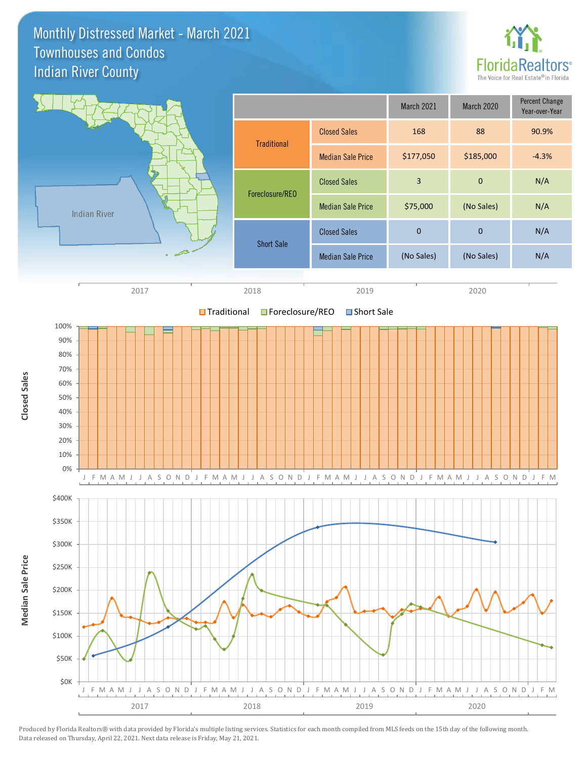# Monthly Distressed Market - March 2021
## Townhouses and Condos
## Indian River County

FloridaRealtors®
The Voice for Real Estate® in Florida

Indian River

| | | March 2021 | March 2020 | Percent Change Year-over-Year |
|---|---|---|---|---|
| Traditional | Closed Sales | 168 | 88 | 90.9% |
| | Median Sale Price | $177,050 | $185,000 | -4.3% |
| Foreclosure/REO | Closed Sales | 3 | 0 | N/A |
| | Median Sale Price | $75,000 | (No Sales) | N/A |
| Short Sale | Closed Sales | 0 | 0 | N/A |
| | Median Sale Price | (No Sales) | (No Sales) | N/A |

2017 2018 2019 2020

Traditional  Foreclosure/REO  Short Sale

Closed Sales

100% 90% 80% 70% 60% 50% 40% 30% 20% 10% 0%

J F M A M J J A S O N D J F M A M J J A S O N D J F M A M J J A S O N D J F M A M J J A S O N D J F M

Median Sale Price

$400K $350K $300K $250K $200K $150K $100K $50K $0K

J F M A M J J A S O N D J F M A M J J A S O N D J F M A M J J A S O N D J F M A M J J A S O N D J F M

2017 2018 2019 2020

Produced by Florida Realtors® with data provided by Florida's multiple listing services. Statistics for each month compiled from MLS feeds on the 15th day of the following month.
Data released on Thursday, April 22, 2021. Next data release is Friday, May 21, 2021.